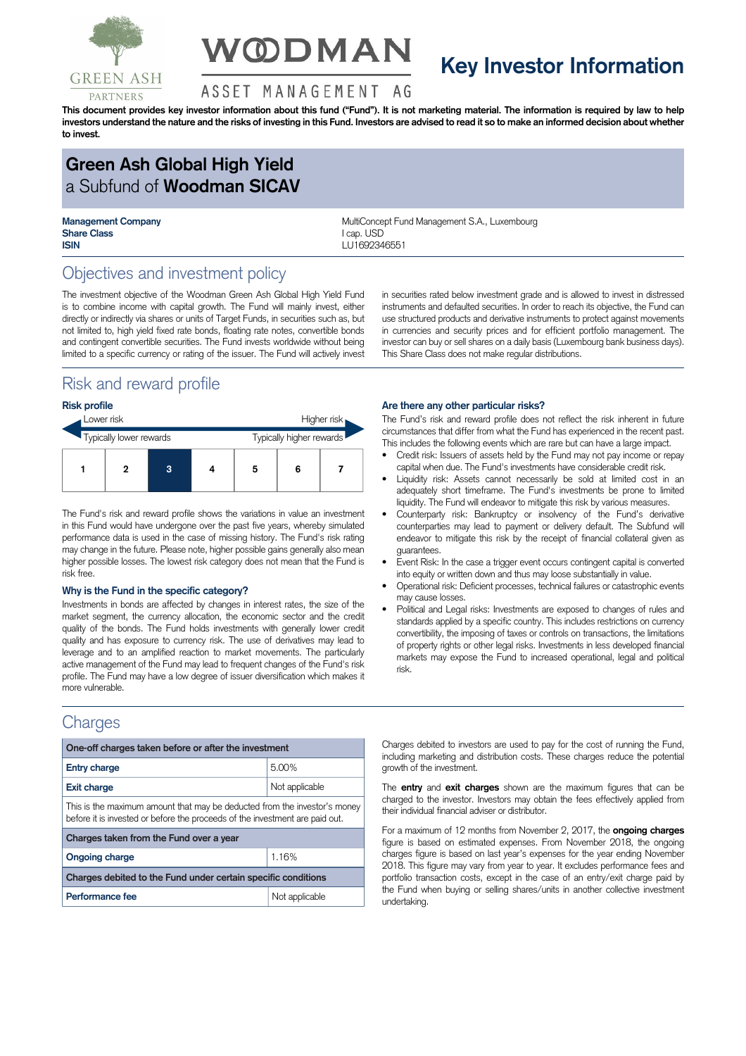# Key Investor Information

**This document provides key investor information about this fund ("Fund"). It is not marketing material. The information is required by law to help investors understand the nature and the risks of investing in this Fund. Investors are advised to read it so to make an informed decision about whether to invest.**

## Green Ash Global High Yield
a Subfund of **Woodman SICAV**

| | |
|---|---|
| **Management Company** | MultiConcept Fund Management S.A., Luxembourg |
| **Share Class** | I cap. USD |
| **ISIN** | LU1692346551 |

## Objectives and investment policy

The investment objective of the Woodman Green Ash Global High Yield Fund is to combine income with capital growth. The Fund will mainly invest, either directly or indirectly via shares or units of Target Funds, in securities such as, but not limited to, high yield fixed rate bonds, floating rate notes, convertible bonds and contingent convertible securities. The Fund invests worldwide without being limited to a specific currency or rating of the issuer. The Fund will actively invest in securities rated below investment grade and is allowed to invest in distressed instruments and defaulted securities. In order to reach its objective, the Fund can use structured products and derivative instruments to protect against movements in currencies and security prices and for efficient portfolio management. The investor can buy or sell shares on a daily basis (Luxembourg bank business days). This Share Class does not make regular distributions.

## Risk and reward profile

### Risk profile

Lower risk — Higher risk

Typically lower rewards — Typically higher rewards

| 1 | 2 | **3** | 4 | 5 | 6 | 7 |
|---|---|---|---|---|---|---|

The Fund's risk and reward profile shows the variations in value an investment in this Fund would have undergone over the past five years, whereby simulated performance data is used in the case of missing history. The Fund's risk rating may change in the future. Please note, higher possible gains generally also mean higher possible losses. The lowest risk category does not mean that the Fund is risk free.

### Why is the Fund in the specific category?

Investments in bonds are affected by changes in interest rates, the size of the market segment, the currency allocation, the economic sector and the credit quality of the bonds. The Fund holds investments with generally lower credit quality and has exposure to currency risk. The use of derivatives may lead to leverage and to an amplified reaction to market movements. The particularly active management of the Fund may lead to frequent changes of the Fund's risk profile. The Fund may have a low degree of issuer diversification which makes it more vulnerable.

### Are there any other particular risks?

The Fund's risk and reward profile does not reflect the risk inherent in future circumstances that differ from what the Fund has experienced in the recent past. This includes the following events which are rare but can have a large impact.

- Credit risk: Issuers of assets held by the Fund may not pay income or repay capital when due. The Fund's investments have considerable credit risk.
- Liquidity risk: Assets cannot necessarily be sold at limited cost in an adequately short timeframe. The Fund's investments be prone to limited liquidity. The Fund will endeavor to mitigate this risk by various measures.
- Counterparty risk: Bankruptcy or insolvency of the Fund's derivative counterparties may lead to payment or delivery default. The Subfund will endeavor to mitigate this risk by the receipt of financial collateral given as guarantees.
- Event Risk: In the case a trigger event occurs contingent capital is converted into equity or written down and thus may loose substantially in value.
- Operational risk: Deficient processes, technical failures or catastrophic events may cause losses.
- Political and Legal risks: Investments are exposed to changes of rules and standards applied by a specific country. This includes restrictions on currency convertibility, the imposing of taxes or controls on transactions, the limitations of property rights or other legal risks. Investments in less developed financial markets may expose the Fund to increased operational, legal and political risk.

## Charges

| One-off charges taken before or after the investment | |
|---|---|
| **Entry charge** | 5.00% |
| **Exit charge** | Not applicable |
| This is the maximum amount that may be deducted from the investor's money before it is invested or before the proceeds of the investment are paid out. | |
| **Charges taken from the Fund over a year** | |
| **Ongoing charge** | 1.16% |
| **Charges debited to the Fund under certain specific conditions** | |
| **Performance fee** | Not applicable |

Charges debited to investors are used to pay for the cost of running the Fund, including marketing and distribution costs. These charges reduce the potential growth of the investment.

The **entry** and **exit charges** shown are the maximum figures that can be charged to the investor. Investors may obtain the fees effectively applied from their individual financial adviser or distributor.

For a maximum of 12 months from November 2, 2017, the **ongoing charges** figure is based on estimated expenses. From November 2018, the ongoing charges figure is based on last year's expenses for the year ending November 2018. This figure may vary from year to year. It excludes performance fees and portfolio transaction costs, except in the case of an entry/exit charge paid by the Fund when buying or selling shares/units in another collective investment undertaking.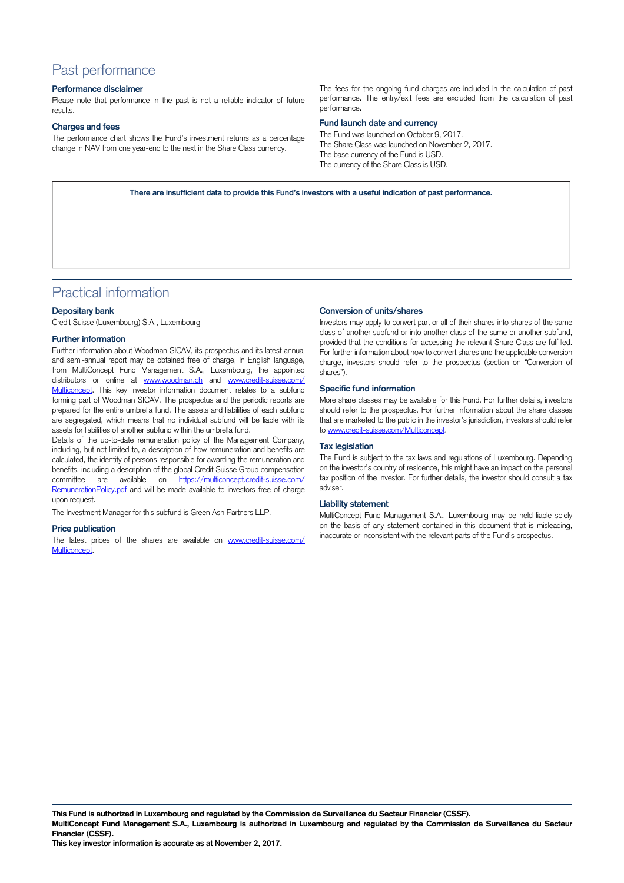## Past performance

### Performance disclaimer

Please note that performance in the past is not a reliable indicator of future results.

### Charges and fees

The performance chart shows the Fund's investment returns as a percentage change in NAV from one year-end to the next in the Share Class currency.

The fees for the ongoing fund charges are included in the calculation of past performance. The entry/exit fees are excluded from the calculation of past performance.

### Fund launch date and currency

The Fund was launched on October 9, 2017.
The Share Class was launched on November 2, 2017.
The base currency of the Fund is USD.
The currency of the Share Class is USD.

**There are insufficient data to provide this Fund's investors with a useful indication of past performance.**

## Practical information

### Depositary bank

Credit Suisse (Luxembourg) S.A., Luxembourg

### Further information

Further information about Woodman SICAV, its prospectus and its latest annual and semi-annual report may be obtained free of charge, in English language, from MultiConcept Fund Management S.A., Luxembourg, the appointed distributors or online at www.woodman.ch and www.credit-suisse.com/Multiconcept. This key investor information document relates to a subfund forming part of Woodman SICAV. The prospectus and the periodic reports are prepared for the entire umbrella fund. The assets and liabilities of each subfund are segregated, which means that no individual subfund will be liable with its assets for liabilities of another subfund within the umbrella fund.
Details of the up-to-date remuneration policy of the Management Company, including, but not limited to, a description of how remuneration and benefits are calculated, the identity of persons responsible for awarding the remuneration and benefits, including a description of the global Credit Suisse Group compensation committee are available on https://multiconcept.credit-suisse.com/RemunerationPolicy.pdf and will be made available to investors free of charge upon request.

The Investment Manager for this subfund is Green Ash Partners LLP.

### Price publication

The latest prices of the shares are available on www.credit-suisse.com/Multiconcept.

### Conversion of units/shares

Investors may apply to convert part or all of their shares into shares of the same class of another subfund or into another class of the same or another subfund, provided that the conditions for accessing the relevant Share Class are fulfilled. For further information about how to convert shares and the applicable conversion charge, investors should refer to the prospectus (section on "Conversion of shares").

### Specific fund information

More share classes may be available for this Fund. For further details, investors should refer to the prospectus. For further information about the share classes that are marketed to the public in the investor's jurisdiction, investors should refer to www.credit-suisse.com/Multiconcept.

### Tax legislation

The Fund is subject to the tax laws and regulations of Luxembourg. Depending on the investor's country of residence, this might have an impact on the personal tax position of the investor. For further details, the investor should consult a tax adviser.

### Liability statement

MultiConcept Fund Management S.A., Luxembourg may be held liable solely on the basis of any statement contained in this document that is misleading, inaccurate or inconsistent with the relevant parts of the Fund's prospectus.

**This Fund is authorized in Luxembourg and regulated by the Commission de Surveillance du Secteur Financier (CSSF).**
**MultiConcept Fund Management S.A., Luxembourg is authorized in Luxembourg and regulated by the Commission de Surveillance du Secteur Financier (CSSF).**
**This key investor information is accurate as at November 2, 2017.**